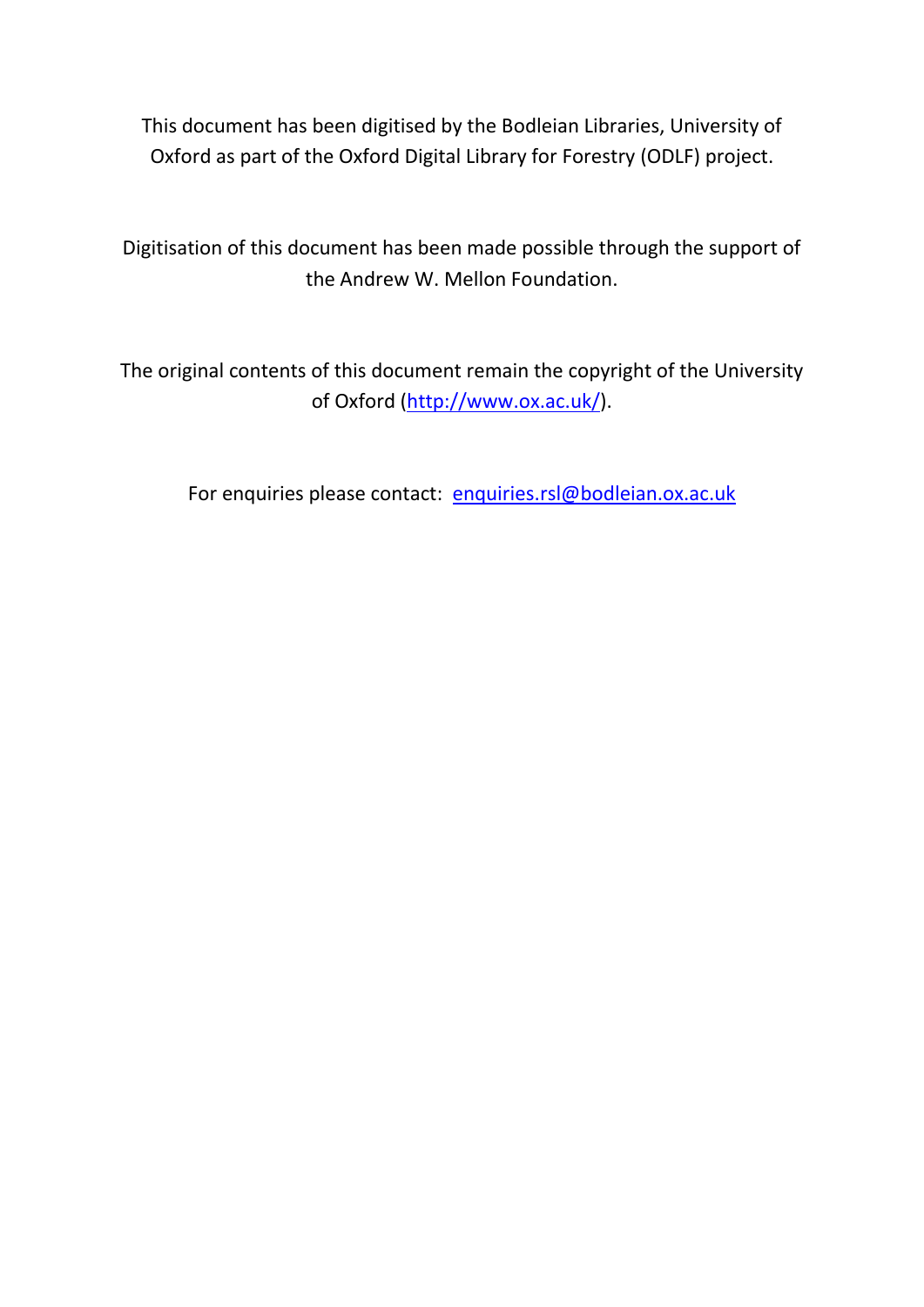This document has been digitised by the Bodleian Libraries, University of Oxford as part of the Oxford Digital Library for Forestry (ODLF) project.

Digitisation of this document has been made possible through the support of the Andrew W. Mellon Foundation.

The original contents of this document remain the copyright of the University of Oxford (http://www.ox.ac.uk/).

For enquiries please contact: enquiries.rsl@bodleian.ox.ac.uk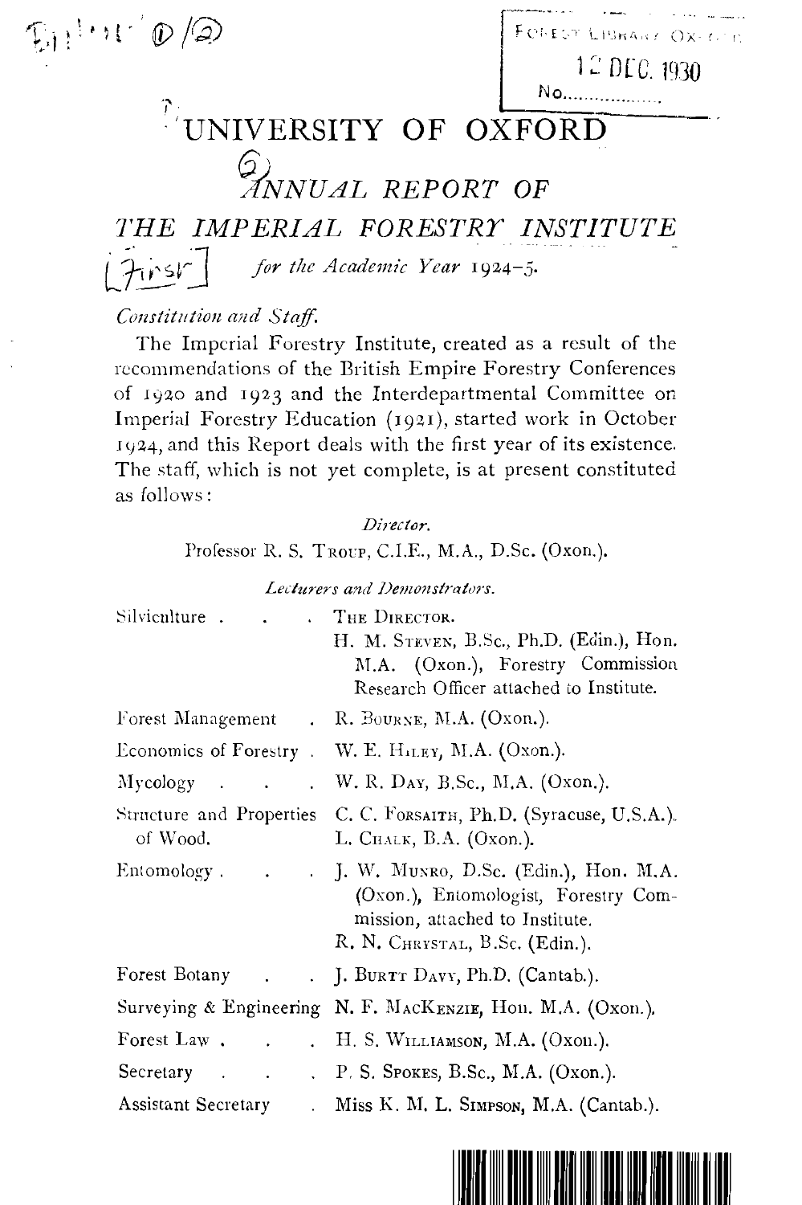# UNIVERSITY OF OXFORD

## ANNUAL REPORT OF THE IMPERIAL FORESTRY INSTITUTE

*for the Academic Year 1924–5.*

*Constitution and Staff.*

The Imperial Forestry Institute, created as a result of the recommendations of the British Empire Forestry Conferences of 1920 and 1923 and the Interdepartmental Committee on Imperial Forestry Education (1921), started work in October 1924, and this Report deals with the first year of its existence. The staff, which is not yet complete, is at present constituted as follows:

*Director.*

Professor R. S. Troup, C.I.E., M.A., D.Sc. (Oxon.).

*Lecturers and Demonstrators.*

| | |
|---|---|
| Silviculture | The Director. H. M. Steven, B.Sc., Ph.D. (Edin.), Hon. M.A. (Oxon.), Forestry Commission Research Officer attached to Institute. |
| Forest Management | R. Bourne, M.A. (Oxon.). |
| Economics of Forestry | W. E. Hiley, M.A. (Oxon.). |
| Mycology | W. R. Day, B.Sc., M.A. (Oxon.). |
| Structure and Properties of Wood. | C. C. Forsaith, Ph.D. (Syracuse, U.S.A.). L. Chalk, B.A. (Oxon.). |
| Entomology | J. W. Munro, D.Sc. (Edin.), Hon. M.A. (Oxon.), Entomologist, Forestry Commission, attached to Institute. R. N. Chrystal, B.Sc. (Edin.). |
| Forest Botany | J. Burtt Davy, Ph.D. (Cantab.). |
| Surveying & Engineering | N. F. MacKenzie, Hon. M.A. (Oxon.). |
| Forest Law | H. S. Williamson, M.A. (Oxon.). |
| Secretary | P. S. Spokes, B.Sc., M.A. (Oxon.). |
| Assistant Secretary | Miss K. M. L. Simpson, M.A. (Cantab.). |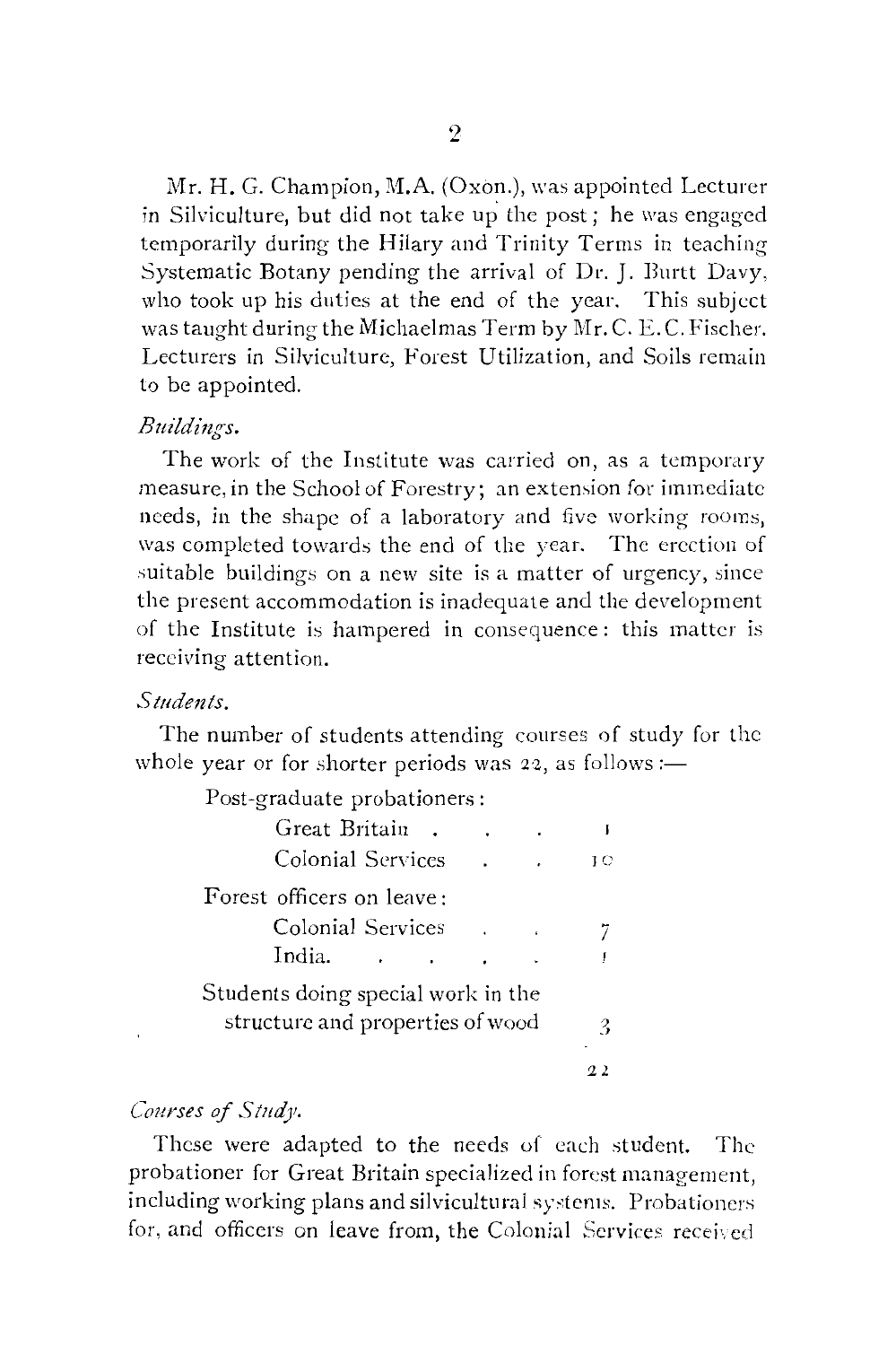Mr. H. G. Champion, M.A. (Oxon.), was appointed Lecturer in Silviculture, but did not take up the post; he was engaged temporarily during the Hilary and Trinity Terms in teaching Systematic Botany pending the arrival of Dr. J. Burtt Davy, who took up his duties at the end of the year. This subject was taught during the Michaelmas Term by Mr. C. E. C. Fischer. Lecturers in Silviculture, Forest Utilization, and Soils remain to be appointed.

*Buildings.*

The work of the Institute was carried on, as a temporary measure, in the School of Forestry; an extension for immediate needs, in the shape of a laboratory and five working rooms, was completed towards the end of the year. The erection of suitable buildings on a new site is a matter of urgency, since the present accommodation is inadequate and the development of the Institute is hampered in consequence: this matter is receiving attention.

*Students.*

The number of students attending courses of study for the whole year or for shorter periods was 22, as follows:—

| | |
|---|---|
| Post-graduate probationers: | |
| Great Britain | 1 |
| Colonial Services | 10 |
| Forest officers on leave: | |
| Colonial Services | 7 |
| India | 1 |
| Students doing special work in the structure and properties of wood | 3 |
| | 22 |

*Courses of Study.*

These were adapted to the needs of each student. The probationer for Great Britain specialized in forest management, including working plans and silvicultural systems. Probationers for, and officers on leave from, the Colonial Services received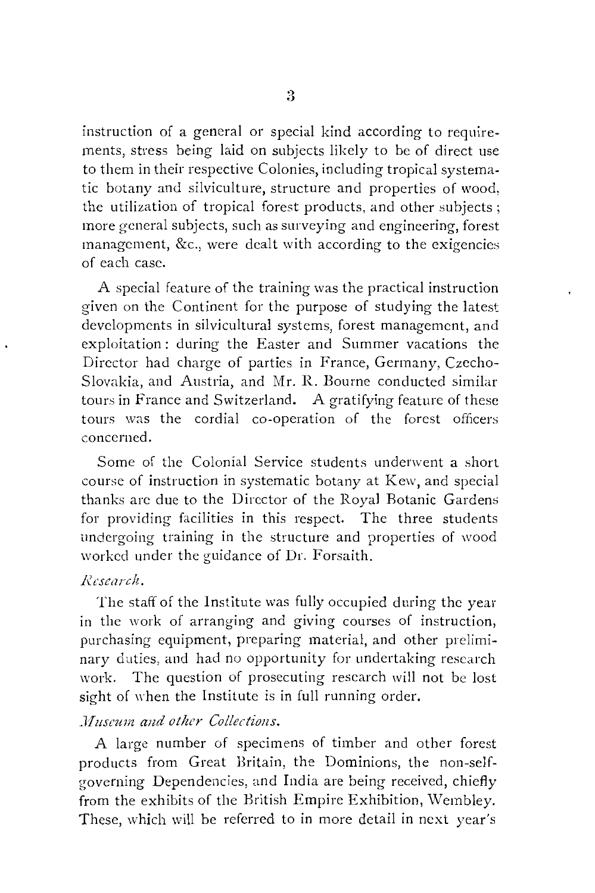instruction of a general or special kind according to requirements, stress being laid on subjects likely to be of direct use to them in their respective Colonies, including tropical systematic botany and silviculture, structure and properties of wood, the utilization of tropical forest products, and other subjects; more general subjects, such as surveying and engineering, forest management, &c., were dealt with according to the exigencies of each case.

A special feature of the training was the practical instruction given on the Continent for the purpose of studying the latest developments in silvicultural systems, forest management, and exploitation: during the Easter and Summer vacations the Director had charge of parties in France, Germany, Czecho-Slovakia, and Austria, and Mr. R. Bourne conducted similar tours in France and Switzerland. A gratifying feature of these tours was the cordial co-operation of the forest officers concerned.

Some of the Colonial Service students underwent a short course of instruction in systematic botany at Kew, and special thanks are due to the Director of the Royal Botanic Gardens for providing facilities in this respect. The three students undergoing training in the structure and properties of wood worked under the guidance of Dr. Forsaith.

*Research.*

The staff of the Institute was fully occupied during the year in the work of arranging and giving courses of instruction, purchasing equipment, preparing material, and other preliminary duties, and had no opportunity for undertaking research work. The question of prosecuting research will not be lost sight of when the Institute is in full running order.

*Museum and other Collections.*

A large number of specimens of timber and other forest products from Great Britain, the Dominions, the non-self-governing Dependencies, and India are being received, chiefly from the exhibits of the British Empire Exhibition, Wembley. These, which will be referred to in more detail in next year's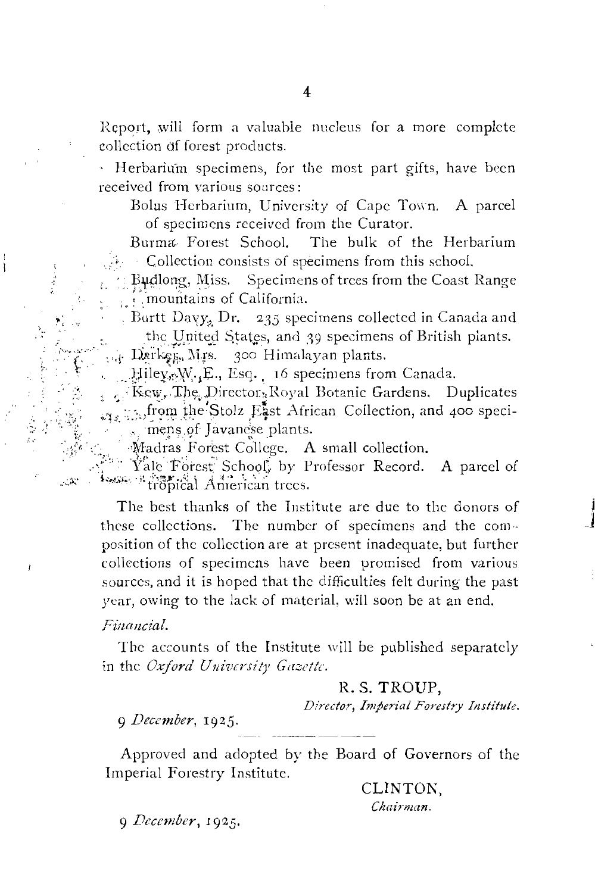Report, will form a valuable nucleus for a more complete collection of forest products.

Herbarium specimens, for the most part gifts, have been received from various sources:

Bolus Herbarium, University of Cape Town. A parcel of specimens received from the Curator.

Burma Forest School. The bulk of the Herbarium Collection consists of specimens from this school.

Budlong, Miss. Specimens of trees from the Coast Range mountains of California.

Burtt Davy, Dr. 235 specimens collected in Canada and the United States, and 39 specimens of British plants.

Parker, Mrs. 300 Himalayan plants.

Hiley, W. E., Esq. 16 specimens from Canada.

Kew, The Director, Royal Botanic Gardens. Duplicates from the Stolz East African Collection, and 400 specimens of Javanese plants.

Madras Forest College. A small collection.

Yale Forest School, by Professor Record. A parcel of tropical American trees.

The best thanks of the Institute are due to the donors of these collections. The number of specimens and the composition of the collection are at present inadequate, but further collections of specimens have been promised from various sources, and it is hoped that the difficulties felt during the past year, owing to the lack of material, will soon be at an end.

*Financial.*

The accounts of the Institute will be published separately in the *Oxford University Gazette.*

R. S. TROUP,
*Director, Imperial Forestry Institute.*

9 *December*, 1925.

---

Approved and adopted by the Board of Governors of the Imperial Forestry Institute.

CLINTON,
*Chairman.*

9 *December*, 1925.